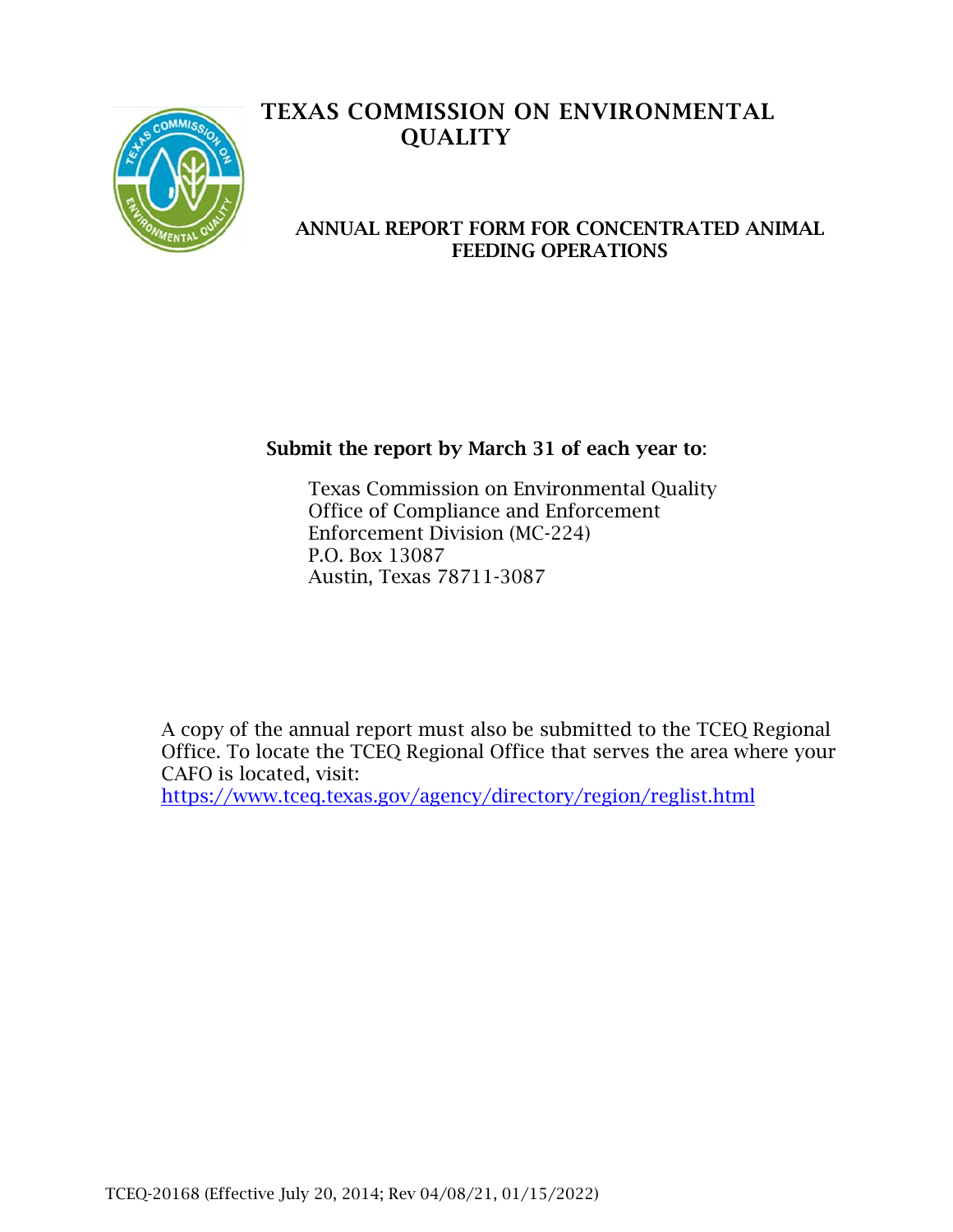# TEXAS COMMISSION ON ENVIRONMENTAL QUALITY

## ANNUAL REPORT FORM FOR CONCENTRATED ANIMAL FEEDING OPERATIONS

**Submit the report by March 31 of each year to**:

Texas Commission on Environmental Quality
Office of Compliance and Enforcement
Enforcement Division (MC-224)
P.O. Box 13087
Austin, Texas 78711-3087

A copy of the annual report must also be submitted to the TCEQ Regional Office. To locate the TCEQ Regional Office that serves the area where your CAFO is located, visit: https://www.tceq.texas.gov/agency/directory/region/reglist.html

TCEQ-20168 (Effective July 20, 2014; Rev 04/08/21, 01/15/2022)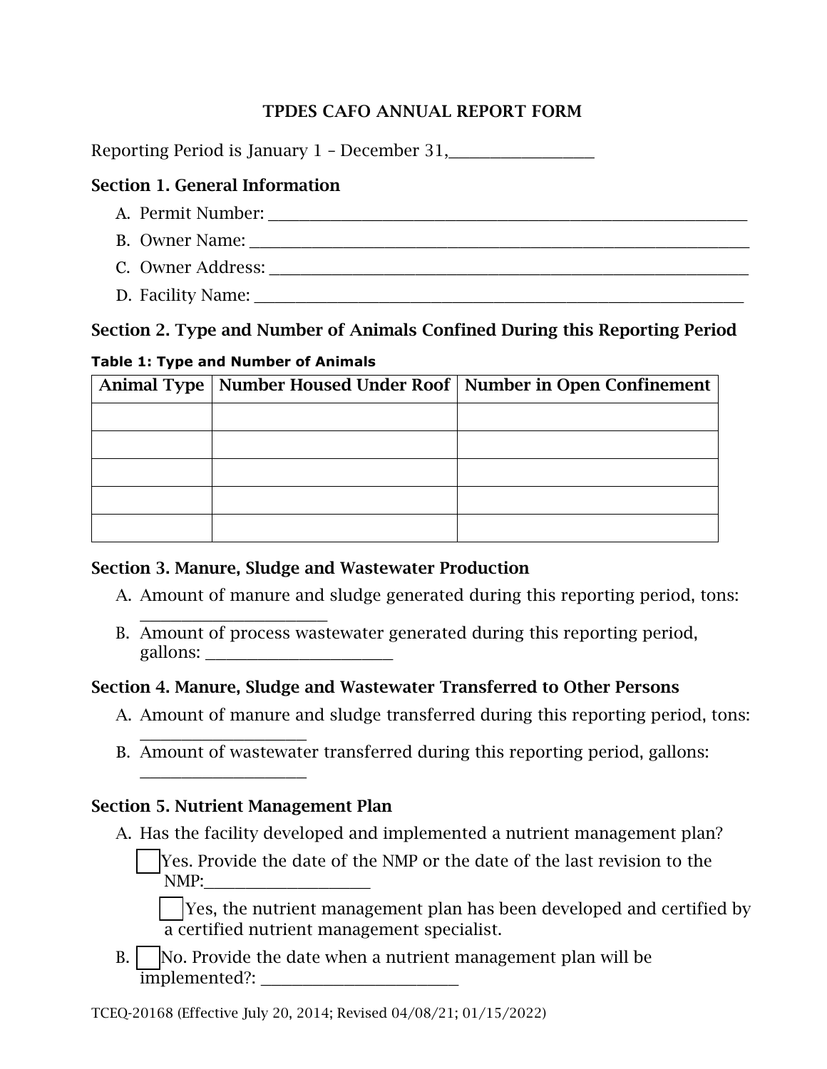# TPDES CAFO ANNUAL REPORT FORM

Reporting Period is January 1 – December 31,_________________

## Section 1. General Information

A. Permit Number: ___________________________________________________________

B. Owner Name: ____________________________________________________________

C. Owner Address: __________________________________________________________

D. Facility Name: ___________________________________________________________

## Section 2. Type and Number of Animals Confined During this Reporting Period

**Table 1: Type and Number of Animals**

| Animal Type | Number Housed Under Roof | Number in Open Confinement |
|---|---|---|
| | | |
| | | |
| | | |
| | | |
| | | |

## Section 3. Manure, Sludge and Wastewater Production

A. Amount of manure and sludge generated during this reporting period, tons: ______________________

B. Amount of process wastewater generated during this reporting period, gallons: ______________________

## Section 4. Manure, Sludge and Wastewater Transferred to Other Persons

A. Amount of manure and sludge transferred during this reporting period, tons: ____________________

B. Amount of wastewater transferred during this reporting period, gallons: ____________________

## Section 5. Nutrient Management Plan

A. Has the facility developed and implemented a nutrient management plan?

☐ Yes. Provide the date of the NMP or the date of the last revision to the NMP:____________________

☐ Yes, the nutrient management plan has been developed and certified by a certified nutrient management specialist.

B. ☐ No. Provide the date when a nutrient management plan will be implemented?: ________________________

TCEQ-20168 (Effective July 20, 2014; Revised 04/08/21; 01/15/2022)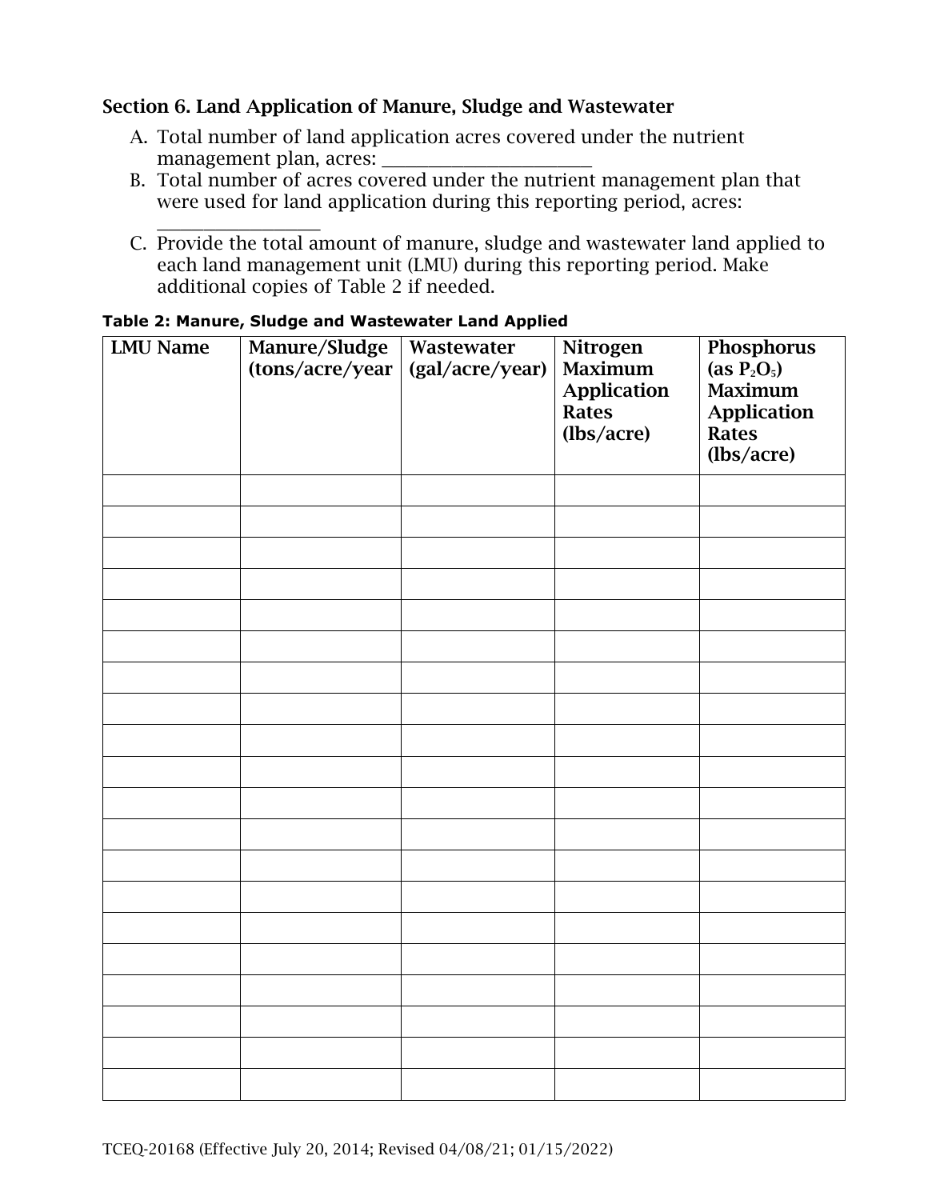## Section 6. Land Application of Manure, Sludge and Wastewater

A. Total number of land application acres covered under the nutrient management plan, acres: ______________________
B. Total number of acres covered under the nutrient management plan that were used for land application during this reporting period, acres: _________________
C. Provide the total amount of manure, sludge and wastewater land applied to each land management unit (LMU) during this reporting period. Make additional copies of Table 2 if needed.

**Table 2: Manure, Sludge and Wastewater Land Applied**

| LMU Name | Manure/Sludge (tons/acre/year | Wastewater (gal/acre/year) | Nitrogen Maximum Application Rates (lbs/acre) | Phosphorus (as $P_2O_5$) Maximum Application Rates (lbs/acre) |
|---|---|---|---|---|
| | | | | |
| | | | | |
| | | | | |
| | | | | |
| | | | | |
| | | | | |
| | | | | |
| | | | | |
| | | | | |
| | | | | |
| | | | | |
| | | | | |
| | | | | |
| | | | | |
| | | | | |
| | | | | |
| | | | | |
| | | | | |
| | | | | |
| | | | | |

TCEQ-20168 (Effective July 20, 2014; Revised 04/08/21; 01/15/2022)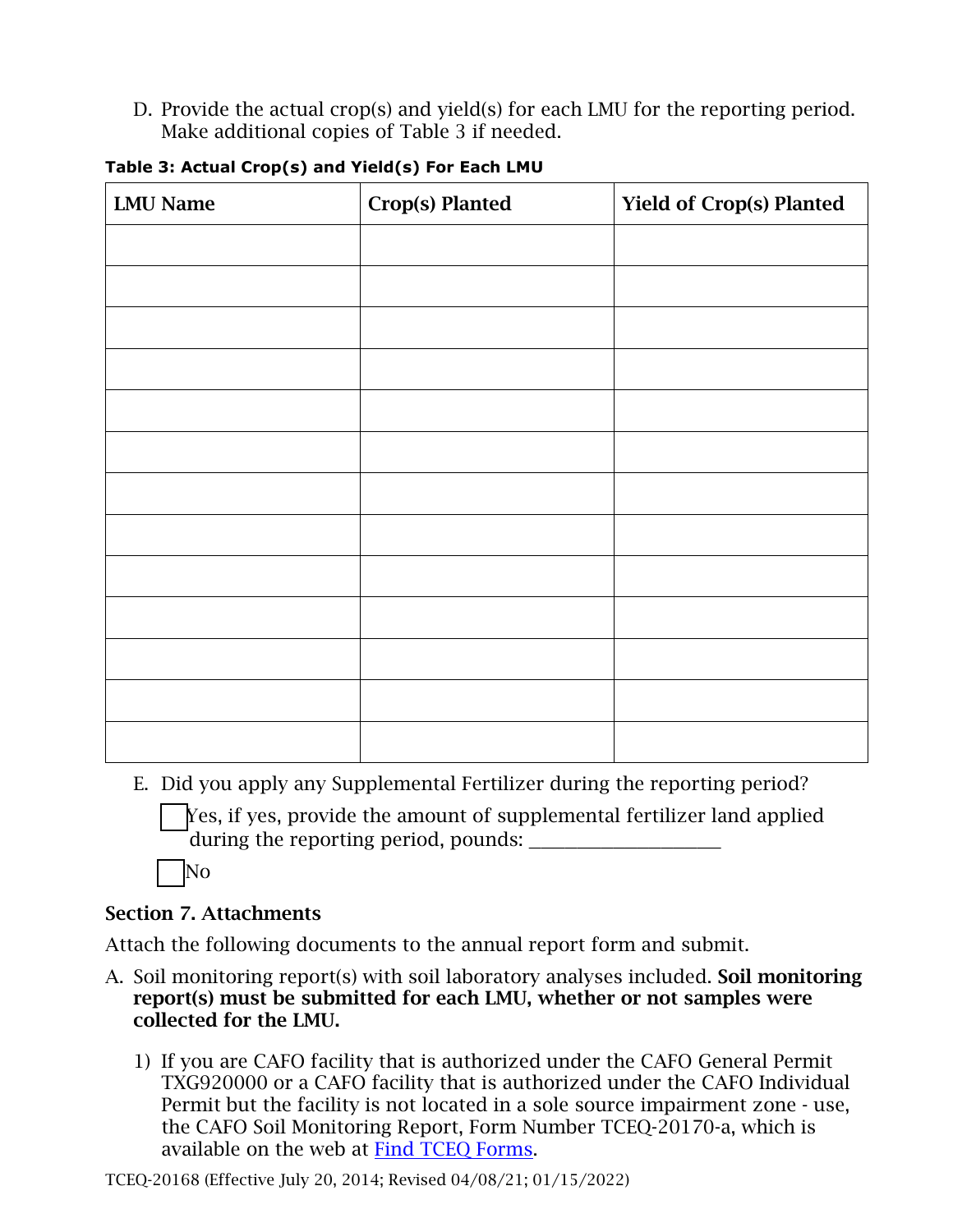D. Provide the actual crop(s) and yield(s) for each LMU for the reporting period. Make additional copies of Table 3 if needed.

**Table 3: Actual Crop(s) and Yield(s) For Each LMU**

| LMU Name | Crop(s) Planted | Yield of Crop(s) Planted |
|---|---|---|
| | | |
| | | |
| | | |
| | | |
| | | |
| | | |
| | | |
| | | |
| | | |
| | | |
| | | |
| | | |
| | | |

E. Did you apply any Supplemental Fertilizer during the reporting period?

☐ Yes, if yes, provide the amount of supplemental fertilizer land applied during the reporting period, pounds: ___________________

☐ No

## Section 7. Attachments

Attach the following documents to the annual report form and submit.

A. Soil monitoring report(s) with soil laboratory analyses included. **Soil monitoring report(s) must be submitted for each LMU, whether or not samples were collected for the LMU.**

   1) If you are CAFO facility that is authorized under the CAFO General Permit TXG920000 or a CAFO facility that is authorized under the CAFO Individual Permit but the facility is not located in a sole source impairment zone - use, the CAFO Soil Monitoring Report, Form Number TCEQ-20170-a, which is available on the web at Find TCEQ Forms.

TCEQ-20168 (Effective July 20, 2014; Revised 04/08/21; 01/15/2022)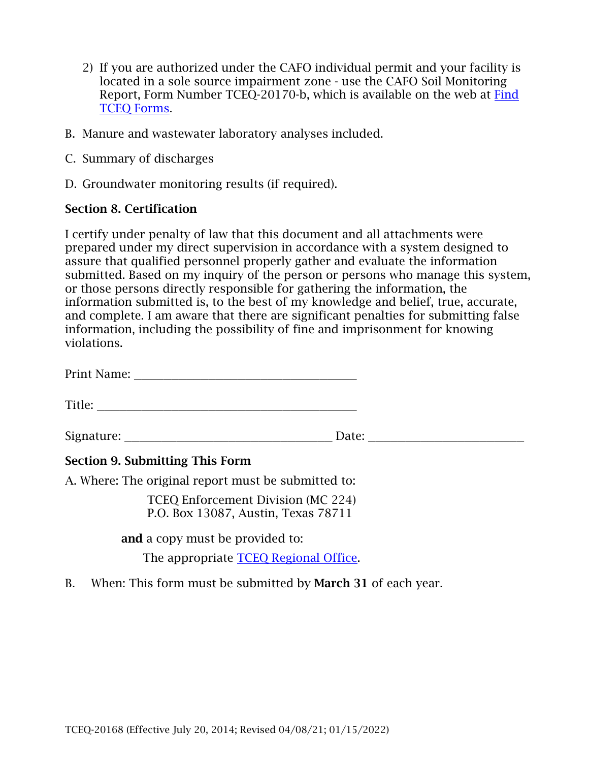2) If you are authorized under the CAFO individual permit and your facility is located in a sole source impairment zone - use the CAFO Soil Monitoring Report, Form Number TCEQ-20170-b, which is available on the web at [Find TCEQ Forms](https://www.tceq.texas.gov/publications/search_forms.html).

B. Manure and wastewater laboratory analyses included.

C. Summary of discharges

D. Groundwater monitoring results (if required).

**Section 8. Certification**

I certify under penalty of law that this document and all attachments were prepared under my direct supervision in accordance with a system designed to assure that qualified personnel properly gather and evaluate the information submitted. Based on my inquiry of the person or persons who manage this system, or those persons directly responsible for gathering the information, the information submitted is, to the best of my knowledge and belief, true, accurate, and complete. I am aware that there are significant penalties for submitting false information, including the possibility of fine and imprisonment for knowing violations.

Print Name: ____________________________________

Title: ____________________________________________

Signature: ________________________________ Date: __________________________

**Section 9. Submitting This Form**

A. Where: The original report must be submitted to:

TCEQ Enforcement Division (MC 224)
P.O. Box 13087, Austin, Texas 78711

**and** a copy must be provided to:

The appropriate TCEQ Regional Office.

B. When: This form must be submitted by **March 31** of each year.

TCEQ-20168 (Effective July 20, 2014; Revised 04/08/21; 01/15/2022)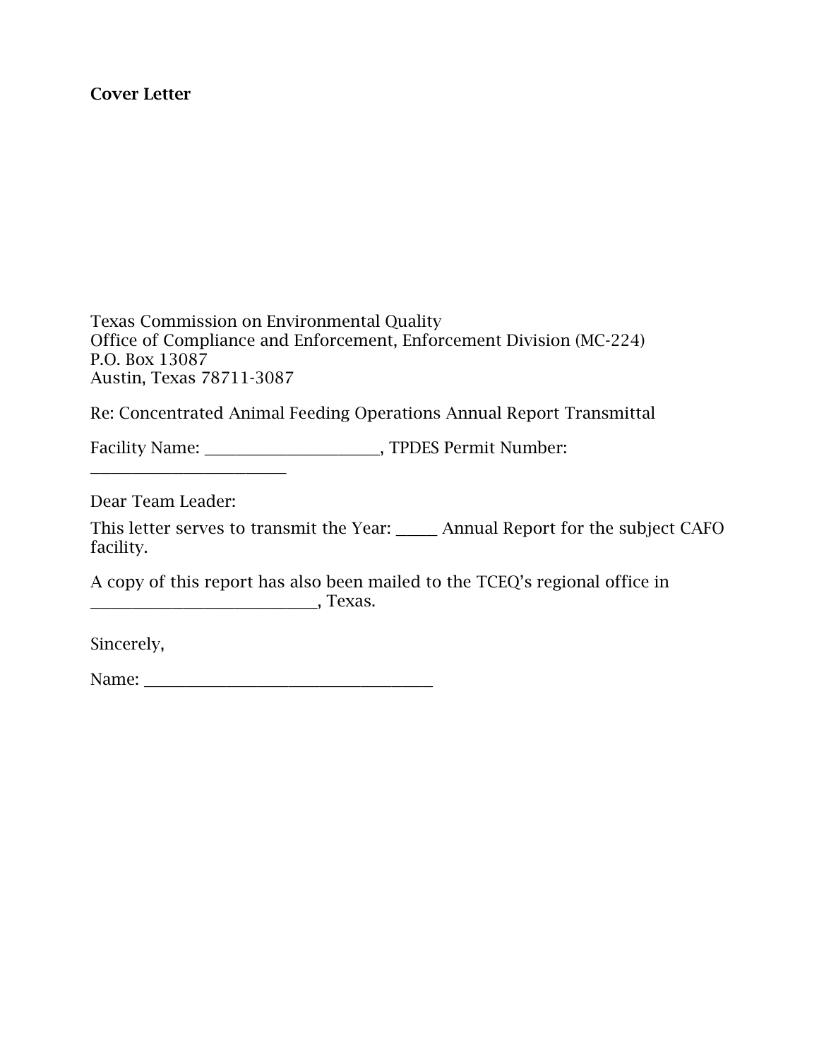**Cover Letter**

Texas Commission on Environmental Quality
Office of Compliance and Enforcement, Enforcement Division (MC-224)
P.O. Box 13087
Austin, Texas 78711-3087

Re: Concentrated Animal Feeding Operations Annual Report Transmittal

Facility Name: ____________________, TPDES Permit Number: _______________________

Dear Team Leader:

This letter serves to transmit the Year: _____ Annual Report for the subject CAFO facility.

A copy of this report has also been mailed to the TCEQ's regional office in __________________________, Texas.

Sincerely,

Name: ___________________________________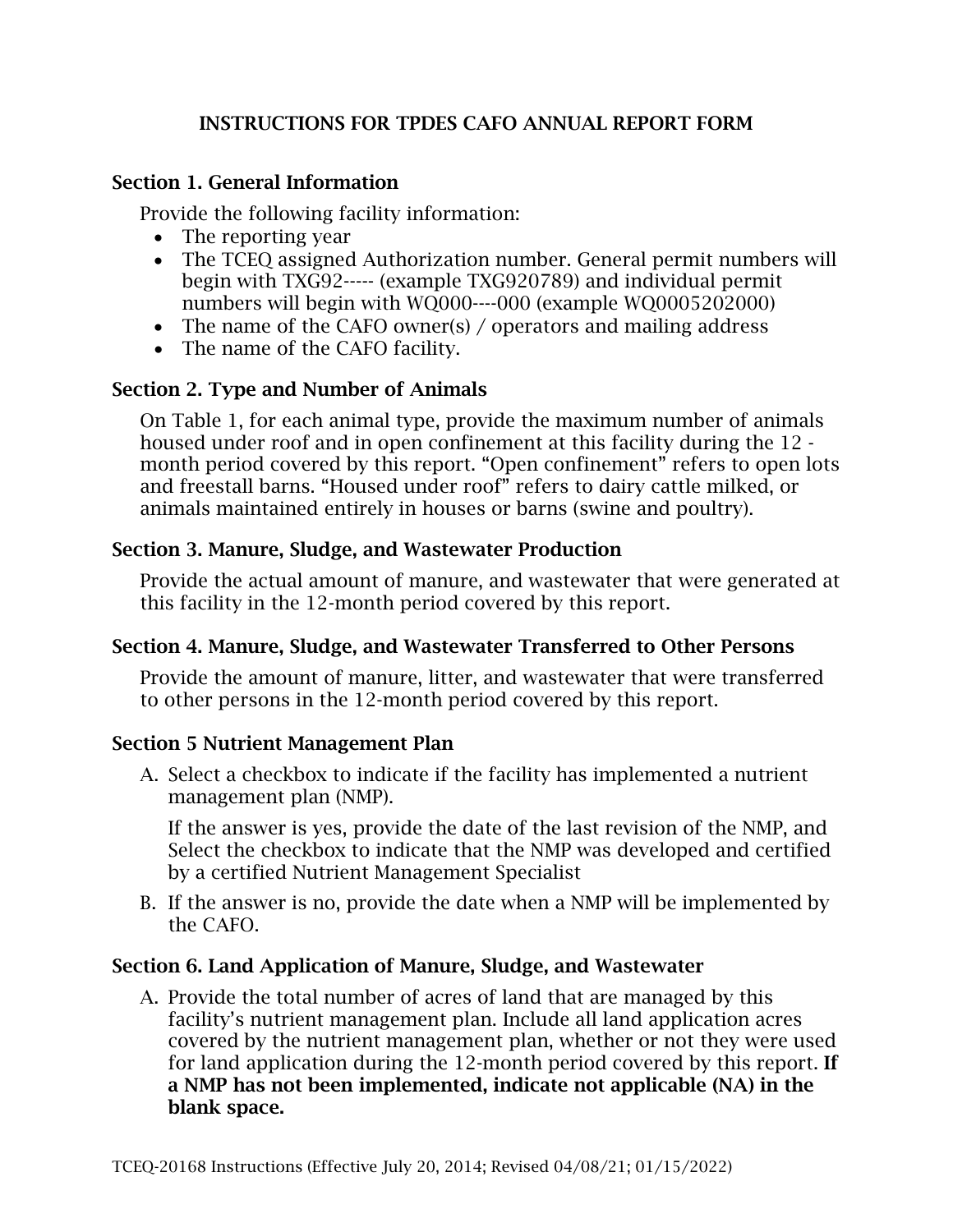# INSTRUCTIONS FOR TPDES CAFO ANNUAL REPORT FORM

## Section 1. General Information

Provide the following facility information:

- The reporting year
- The TCEQ assigned Authorization number. General permit numbers will begin with TXG92----- (example TXG920789) and individual permit numbers will begin with WQ000----000 (example WQ0005202000)
- The name of the CAFO owner(s) / operators and mailing address
- The name of the CAFO facility.

## Section 2. Type and Number of Animals

On Table 1, for each animal type, provide the maximum number of animals housed under roof and in open confinement at this facility during the 12 - month period covered by this report. "Open confinement" refers to open lots and freestall barns. "Housed under roof" refers to dairy cattle milked, or animals maintained entirely in houses or barns (swine and poultry).

## Section 3. Manure, Sludge, and Wastewater Production

Provide the actual amount of manure, and wastewater that were generated at this facility in the 12-month period covered by this report.

## Section 4. Manure, Sludge, and Wastewater Transferred to Other Persons

Provide the amount of manure, litter, and wastewater that were transferred to other persons in the 12-month period covered by this report.

## Section 5 Nutrient Management Plan

A. Select a checkbox to indicate if the facility has implemented a nutrient management plan (NMP).

   If the answer is yes, provide the date of the last revision of the NMP, and Select the checkbox to indicate that the NMP was developed and certified by a certified Nutrient Management Specialist

B. If the answer is no, provide the date when a NMP will be implemented by the CAFO.

## Section 6. Land Application of Manure, Sludge, and Wastewater

A. Provide the total number of acres of land that are managed by this facility's nutrient management plan. Include all land application acres covered by the nutrient management plan, whether or not they were used for land application during the 12-month period covered by this report. **If a NMP has not been implemented, indicate not applicable (NA) in the blank space.**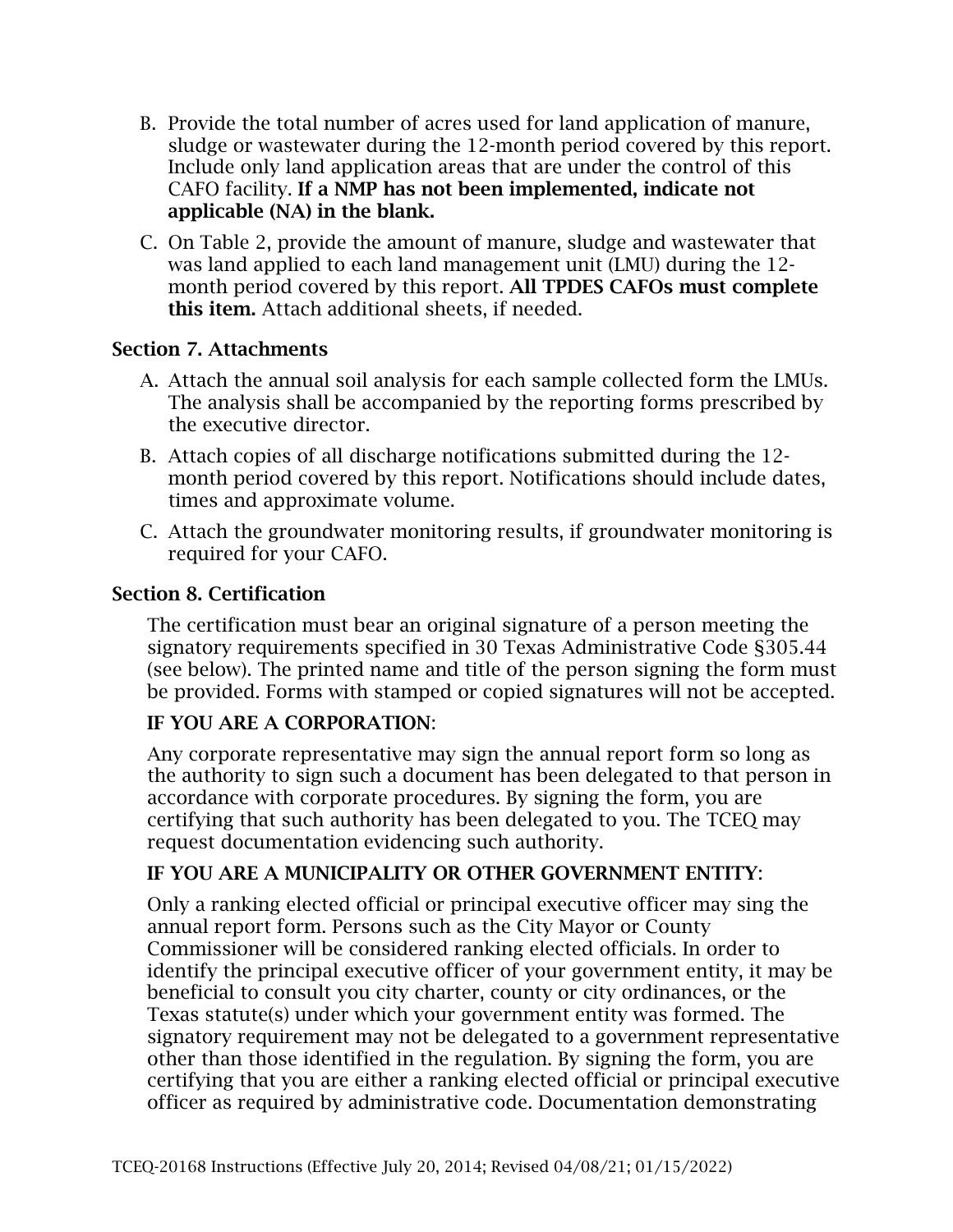B. Provide the total number of acres used for land application of manure, sludge or wastewater during the 12-month period covered by this report. Include only land application areas that are under the control of this CAFO facility. **If a NMP has not been implemented, indicate not applicable (NA) in the blank.**

C. On Table 2, provide the amount of manure, sludge and wastewater that was land applied to each land management unit (LMU) during the 12-month period covered by this report. **All TPDES CAFOs must complete this item.** Attach additional sheets, if needed.

### Section 7. Attachments

A. Attach the annual soil analysis for each sample collected form the LMUs. The analysis shall be accompanied by the reporting forms prescribed by the executive director.

B. Attach copies of all discharge notifications submitted during the 12-month period covered by this report. Notifications should include dates, times and approximate volume.

C. Attach the groundwater monitoring results, if groundwater monitoring is required for your CAFO.

### Section 8. Certification

The certification must bear an original signature of a person meeting the signatory requirements specified in 30 Texas Administrative Code §305.44 (see below). The printed name and title of the person signing the form must be provided. Forms with stamped or copied signatures will not be accepted.

**IF YOU ARE A CORPORATION**:

Any corporate representative may sign the annual report form so long as the authority to sign such a document has been delegated to that person in accordance with corporate procedures. By signing the form, you are certifying that such authority has been delegated to you. The TCEQ may request documentation evidencing such authority.

**IF YOU ARE A MUNICIPALITY OR OTHER GOVERNMENT ENTITY**:

Only a ranking elected official or principal executive officer may sing the annual report form. Persons such as the City Mayor or County Commissioner will be considered ranking elected officials. In order to identify the principal executive officer of your government entity, it may be beneficial to consult you city charter, county or city ordinances, or the Texas statute(s) under which your government entity was formed. The signatory requirement may not be delegated to a government representative other than those identified in the regulation. By signing the form, you are certifying that you are either a ranking elected official or principal executive officer as required by administrative code. Documentation demonstrating

TCEQ-20168 Instructions (Effective July 20, 2014; Revised 04/08/21; 01/15/2022)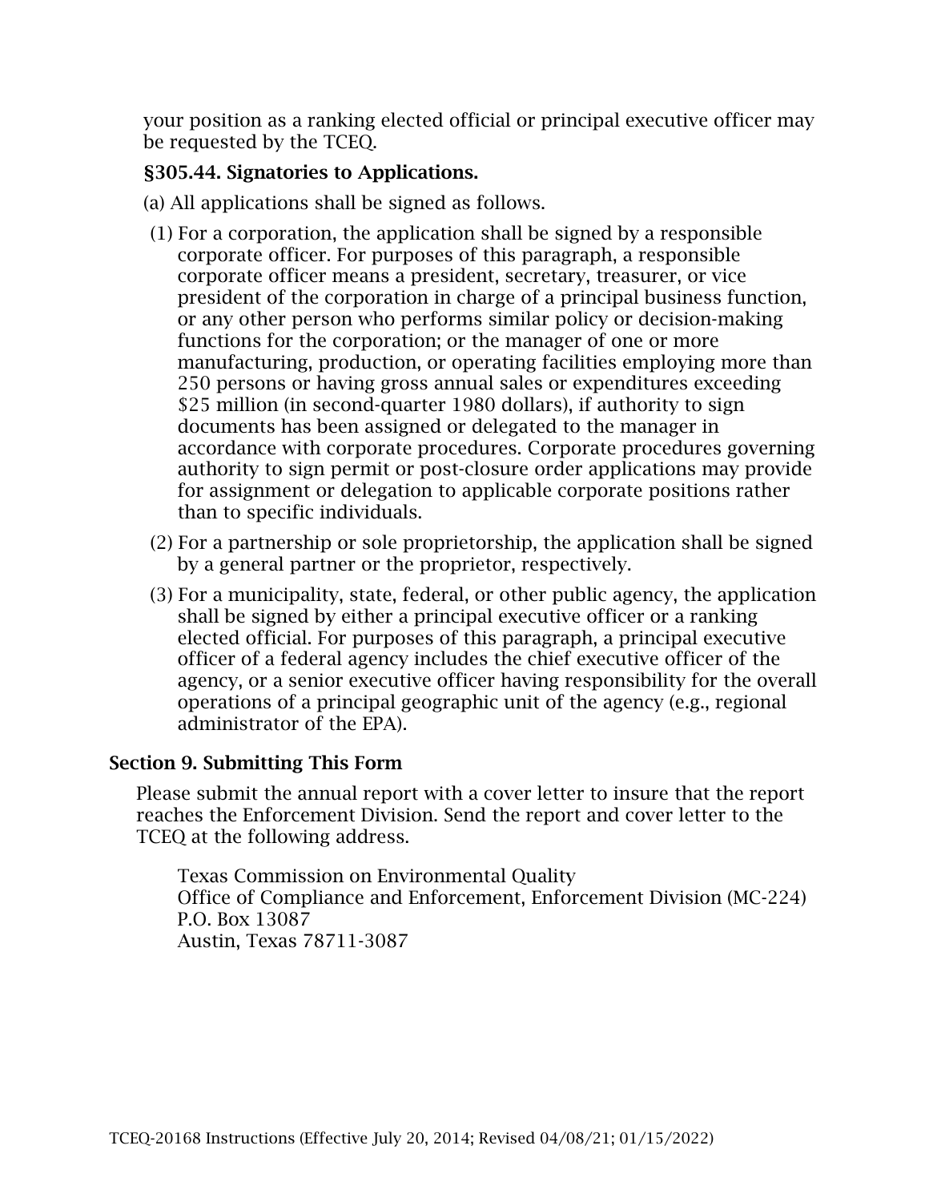your position as a ranking elected official or principal executive officer may be requested by the TCEQ.

### §305.44. Signatories to Applications.

(a) All applications shall be signed as follows.

(1) For a corporation, the application shall be signed by a responsible corporate officer. For purposes of this paragraph, a responsible corporate officer means a president, secretary, treasurer, or vice president of the corporation in charge of a principal business function, or any other person who performs similar policy or decision-making functions for the corporation; or the manager of one or more manufacturing, production, or operating facilities employing more than 250 persons or having gross annual sales or expenditures exceeding $25 million (in second-quarter 1980 dollars), if authority to sign documents has been assigned or delegated to the manager in accordance with corporate procedures. Corporate procedures governing authority to sign permit or post-closure order applications may provide for assignment or delegation to applicable corporate positions rather than to specific individuals.

(2) For a partnership or sole proprietorship, the application shall be signed by a general partner or the proprietor, respectively.

(3) For a municipality, state, federal, or other public agency, the application shall be signed by either a principal executive officer or a ranking elected official. For purposes of this paragraph, a principal executive officer of a federal agency includes the chief executive officer of the agency, or a senior executive officer having responsibility for the overall operations of a principal geographic unit of the agency (e.g., regional administrator of the EPA).

## Section 9. Submitting This Form

Please submit the annual report with a cover letter to insure that the report reaches the Enforcement Division. Send the report and cover letter to the TCEQ at the following address.

Texas Commission on Environmental Quality
Office of Compliance and Enforcement, Enforcement Division (MC-224)
P.O. Box 13087
Austin, Texas 78711-3087